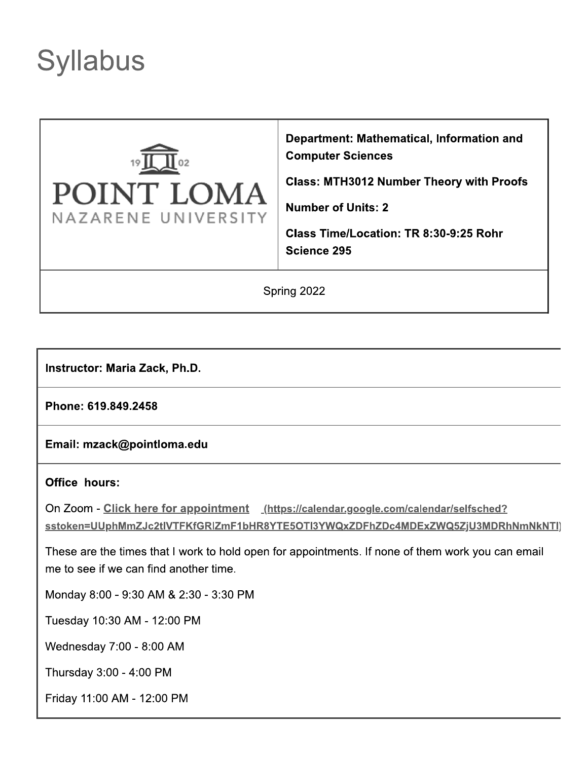# Syllabus

| POINT LOMA NAZARENE UNIVERSITY | **Department: Mathematical, Information and Computer Sciences**<br><br>**Class: MTH3012 Number Theory with Proofs**<br><br>**Number of Units: 2**<br><br>**Class Time/Location: TR 8:30-9:25 Rohr Science 295** |
|---|---|
| Spring 2022 | |

| **Instructor: Maria Zack, Ph.D.** |
|---|
| **Phone: 619.849.2458** |
| **Email: mzack@pointloma.edu** |
| **Office hours:**<br><br>On Zoom - **Click here for appointment** (https://calendar.google.com/calendar/selfsched?sstoken=UUphMmZJc2tlVTFKfGRlZmF1bHR8YTE5OTI3YWQxZDFhZDc4MDExZWQ5ZjU3MDRhNmNkNTI)<br><br>These are the times that I work to hold open for appointments. If none of them work you can email me to see if we can find another time.<br><br>Monday 8:00 - 9:30 AM & 2:30 - 3:30 PM<br><br>Tuesday 10:30 AM - 12:00 PM<br><br>Wednesday 7:00 - 8:00 AM<br><br>Thursday 3:00 - 4:00 PM<br><br>Friday 11:00 AM - 12:00 PM |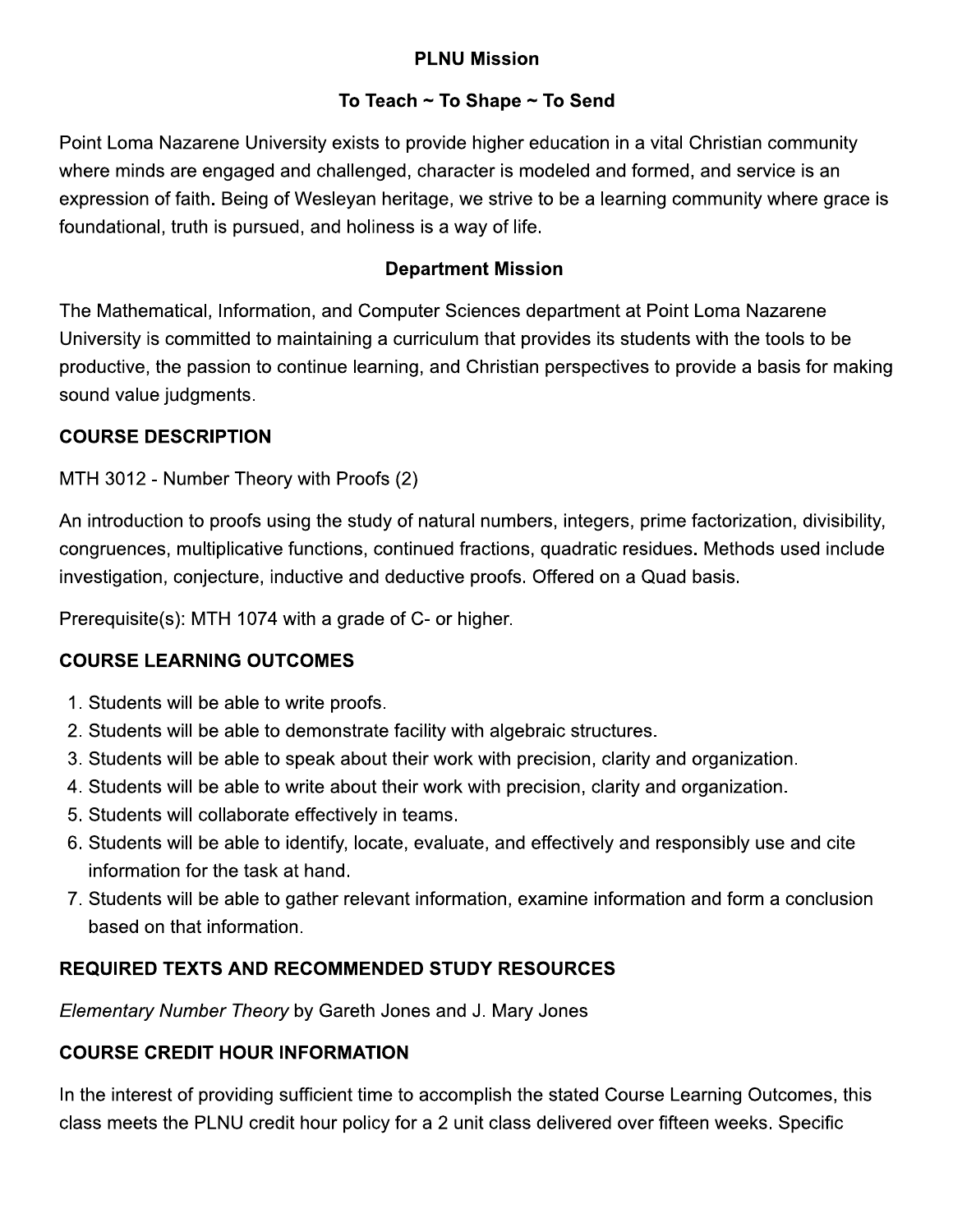**PLNU Mission**

**To Teach ~ To Shape ~ To Send**

Point Loma Nazarene University exists to provide higher education in a vital Christian community where minds are engaged and challenged, character is modeled and formed, and service is an expression of faith. Being of Wesleyan heritage, we strive to be a learning community where grace is foundational, truth is pursued, and holiness is a way of life.

**Department Mission**

The Mathematical, Information, and Computer Sciences department at Point Loma Nazarene University is committed to maintaining a curriculum that provides its students with the tools to be productive, the passion to continue learning, and Christian perspectives to provide a basis for making sound value judgments.

## COURSE DESCRIPTION

MTH 3012 - Number Theory with Proofs (2)

An introduction to proofs using the study of natural numbers, integers, prime factorization, divisibility, congruences, multiplicative functions, continued fractions, quadratic residues. Methods used include investigation, conjecture, inductive and deductive proofs. Offered on a Quad basis.

Prerequisite(s): MTH 1074 with a grade of C- or higher.

## COURSE LEARNING OUTCOMES

1. Students will be able to write proofs.
2. Students will be able to demonstrate facility with algebraic structures.
3. Students will be able to speak about their work with precision, clarity and organization.
4. Students will be able to write about their work with precision, clarity and organization.
5. Students will collaborate effectively in teams.
6. Students will be able to identify, locate, evaluate, and effectively and responsibly use and cite information for the task at hand.
7. Students will be able to gather relevant information, examine information and form a conclusion based on that information.

## REQUIRED TEXTS AND RECOMMENDED STUDY RESOURCES

*Elementary Number Theory* by Gareth Jones and J. Mary Jones

## COURSE CREDIT HOUR INFORMATION

In the interest of providing sufficient time to accomplish the stated Course Learning Outcomes, this class meets the PLNU credit hour policy for a 2 unit class delivered over fifteen weeks. Specific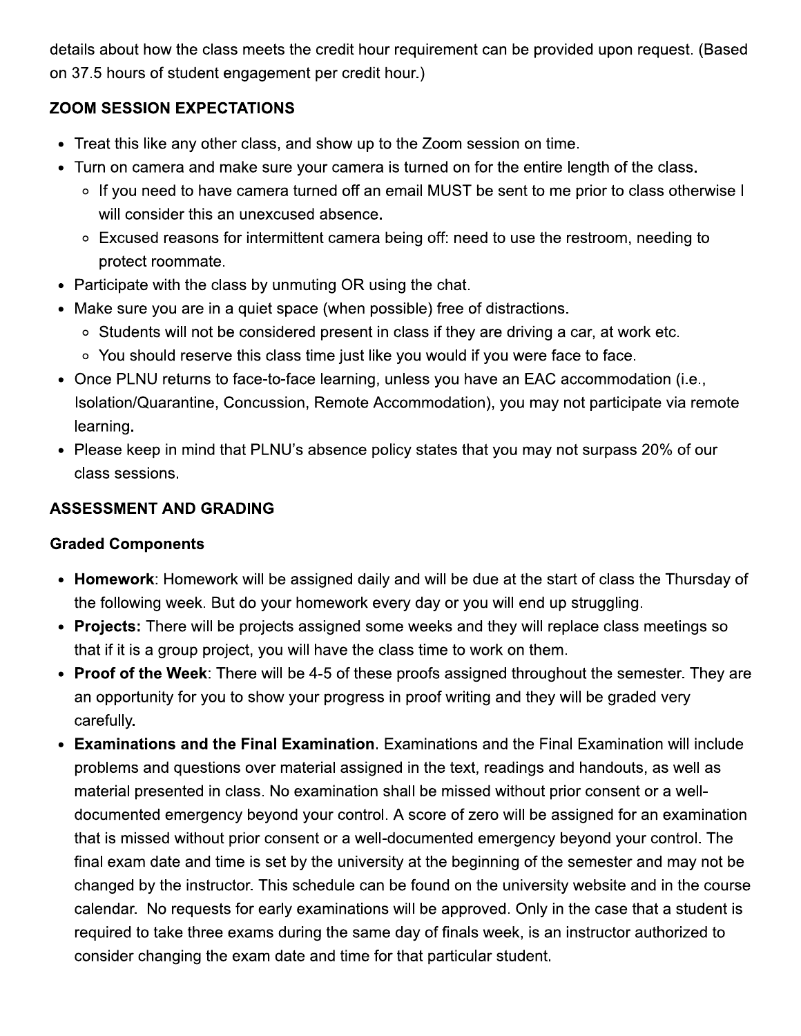details about how the class meets the credit hour requirement can be provided upon request. (Based on 37.5 hours of student engagement per credit hour.)

### ZOOM SESSION EXPECTATIONS

- Treat this like any other class, and show up to the Zoom session on time.
- Turn on camera and make sure your camera is turned on for the entire length of the class.
  - If you need to have camera turned off an email MUST be sent to me prior to class otherwise I will consider this an unexcused absence.
  - Excused reasons for intermittent camera being off: need to use the restroom, needing to protect roommate.
- Participate with the class by unmuting OR using the chat.
- Make sure you are in a quiet space (when possible) free of distractions.
  - Students will not be considered present in class if they are driving a car, at work etc.
  - You should reserve this class time just like you would if you were face to face.
- Once PLNU returns to face-to-face learning, unless you have an EAC accommodation (i.e., Isolation/Quarantine, Concussion, Remote Accommodation), you may not participate via remote learning.
- Please keep in mind that PLNU's absence policy states that you may not surpass 20% of our class sessions.

### ASSESSMENT AND GRADING

#### Graded Components

- **Homework**: Homework will be assigned daily and will be due at the start of class the Thursday of the following week. But do your homework every day or you will end up struggling.
- **Projects:** There will be projects assigned some weeks and they will replace class meetings so that if it is a group project, you will have the class time to work on them.
- **Proof of the Week**: There will be 4-5 of these proofs assigned throughout the semester. They are an opportunity for you to show your progress in proof writing and they will be graded very carefully.
- **Examinations and the Final Examination**. Examinations and the Final Examination will include problems and questions over material assigned in the text, readings and handouts, as well as material presented in class. No examination shall be missed without prior consent or a well-documented emergency beyond your control. A score of zero will be assigned for an examination that is missed without prior consent or a well-documented emergency beyond your control. The final exam date and time is set by the university at the beginning of the semester and may not be changed by the instructor. This schedule can be found on the university website and in the course calendar. No requests for early examinations will be approved. Only in the case that a student is required to take three exams during the same day of finals week, is an instructor authorized to consider changing the exam date and time for that particular student.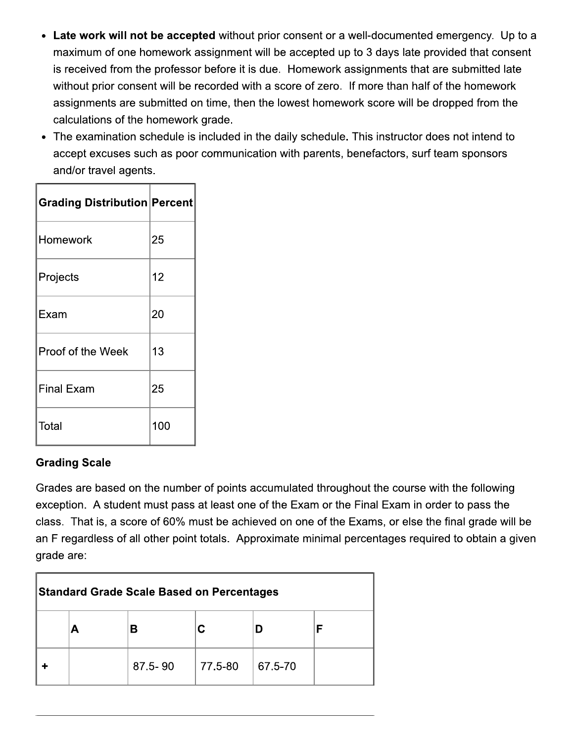- **Late work will not be accepted** without prior consent or a well-documented emergency. Up to a maximum of one homework assignment will be accepted up to 3 days late provided that consent is received from the professor before it is due. Homework assignments that are submitted late without prior consent will be recorded with a score of zero. If more than half of the homework assignments are submitted on time, then the lowest homework score will be dropped from the calculations of the homework grade.
- The examination schedule is included in the daily schedule. This instructor does not intend to accept excuses such as poor communication with parents, benefactors, surf team sponsors and/or travel agents.

| Grading Distribution | Percent |
|---|---|
| Homework | 25 |
| Projects | 12 |
| Exam | 20 |
| Proof of the Week | 13 |
| Final Exam | 25 |
| Total | 100 |

**Grading Scale**

Grades are based on the number of points accumulated throughout the course with the following exception. A student must pass at least one of the Exam or the Final Exam in order to pass the class. That is, a score of 60% must be achieved on one of the Exams, or else the final grade will be an F regardless of all other point totals. Approximate minimal percentages required to obtain a given grade are:

| Standard Grade Scale Based on Percentages | | | | | |
|---|---|---|---|---|---|
| | A | B | C | D | F |
| + | | 87.5- 90 | 77.5-80 | 67.5-70 | |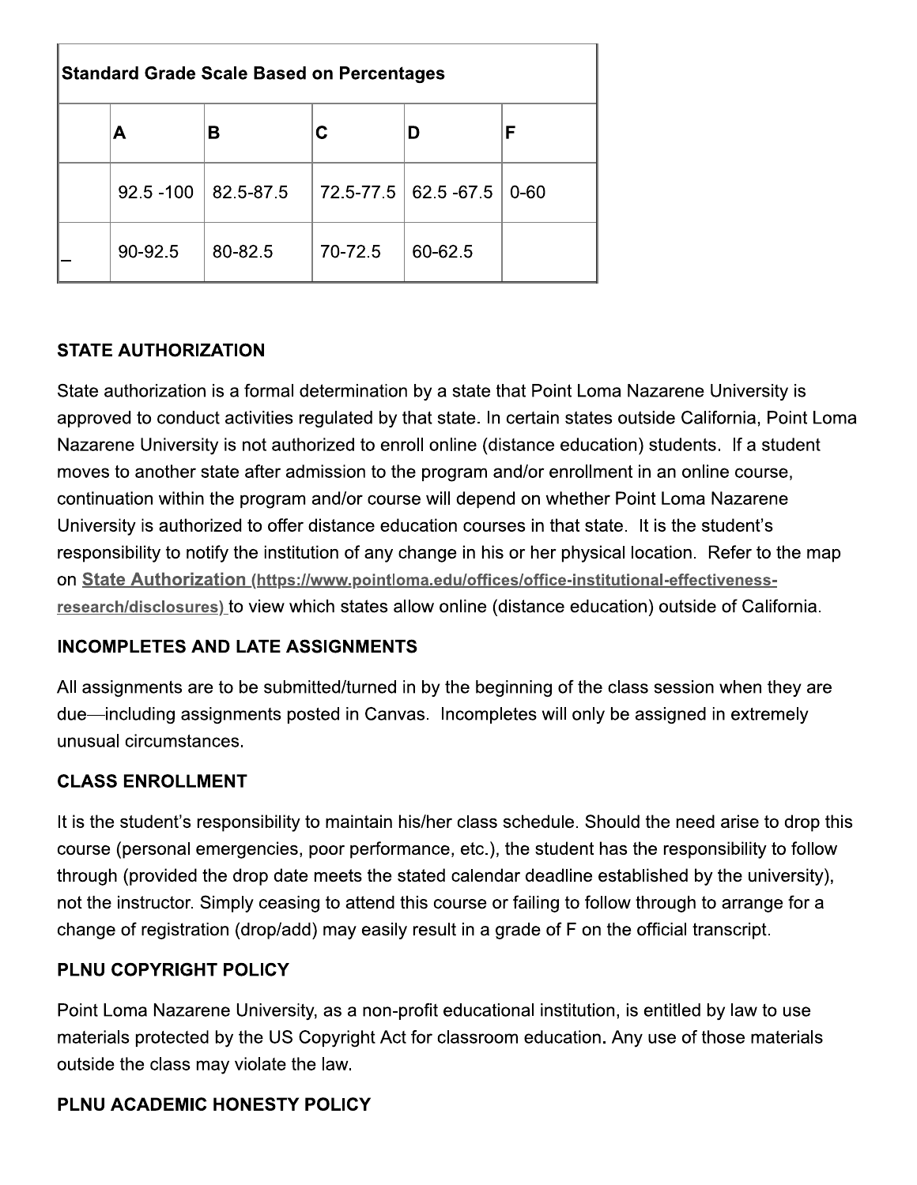| Standard Grade Scale Based on Percentages | | | | | |
|---|---|---|---|---|---|
| | A | B | C | D | F |
| | 92.5 -100 | 82.5-87.5 | 72.5-77.5 | 62.5 -67.5 | 0-60 |
| _ | 90-92.5 | 80-82.5 | 70-72.5 | 60-62.5 | |

### STATE AUTHORIZATION

State authorization is a formal determination by a state that Point Loma Nazarene University is approved to conduct activities regulated by that state. In certain states outside California, Point Loma Nazarene University is not authorized to enroll online (distance education) students. If a student moves to another state after admission to the program and/or enrollment in an online course, continuation within the program and/or course will depend on whether Point Loma Nazarene University is authorized to offer distance education courses in that state. It is the student's responsibility to notify the institution of any change in his or her physical location. Refer to the map on **State Authorization** (https://www.pointloma.edu/offices/office-institutional-effectiveness-research/disclosures) to view which states allow online (distance education) outside of California.

### INCOMPLETES AND LATE ASSIGNMENTS

All assignments are to be submitted/turned in by the beginning of the class session when they are due—including assignments posted in Canvas. Incompletes will only be assigned in extremely unusual circumstances.

### CLASS ENROLLMENT

It is the student's responsibility to maintain his/her class schedule. Should the need arise to drop this course (personal emergencies, poor performance, etc.), the student has the responsibility to follow through (provided the drop date meets the stated calendar deadline established by the university), not the instructor. Simply ceasing to attend this course or failing to follow through to arrange for a change of registration (drop/add) may easily result in a grade of F on the official transcript.

### PLNU COPYRIGHT POLICY

Point Loma Nazarene University, as a non-profit educational institution, is entitled by law to use materials protected by the US Copyright Act for classroom education. Any use of those materials outside the class may violate the law.

### PLNU ACADEMIC HONESTY POLICY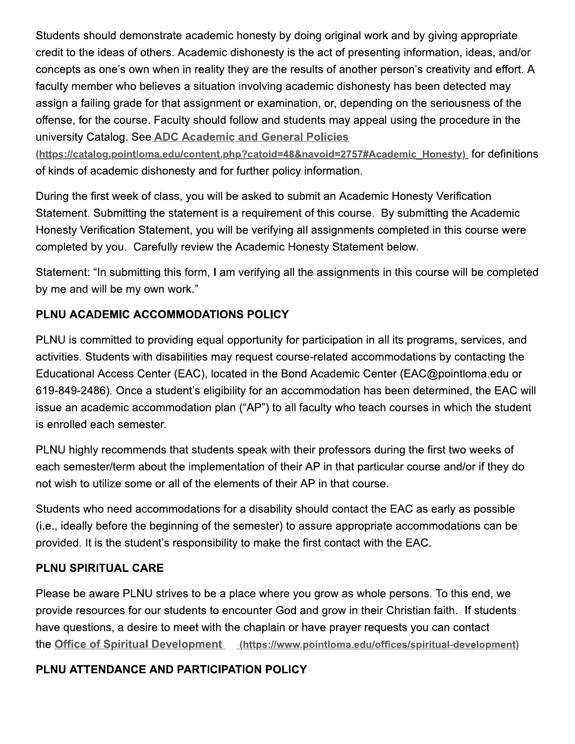Students should demonstrate academic honesty by doing original work and by giving appropriate credit to the ideas of others. Academic dishonesty is the act of presenting information, ideas, and/or concepts as one's own when in reality they are the results of another person's creativity and effort. A faculty member who believes a situation involving academic dishonesty has been detected may assign a failing grade for that assignment or examination, or, depending on the seriousness of the offense, for the course. Faculty should follow and students may appeal using the procedure in the university Catalog. See **ADC Academic and General Policies (https://catalog.pointloma.edu/content.php?catoid=48&navoid=2757#Academic_Honesty)** for definitions of kinds of academic dishonesty and for further policy information.

During the first week of class, you will be asked to submit an Academic Honesty Verification Statement. Submitting the statement is a requirement of this course. By submitting the Academic Honesty Verification Statement, you will be verifying all assignments completed in this course were completed by you. Carefully review the Academic Honesty Statement below.

Statement: "In submitting this form, I am verifying all the assignments in this course will be completed by me and will be my own work."

**PLNU ACADEMIC ACCOMMODATIONS POLICY**

PLNU is committed to providing equal opportunity for participation in all its programs, services, and activities. Students with disabilities may request course-related accommodations by contacting the Educational Access Center (EAC), located in the Bond Academic Center (EAC@pointloma.edu or 619-849-2486). Once a student's eligibility for an accommodation has been determined, the EAC will issue an academic accommodation plan ("AP") to all faculty who teach courses in which the student is enrolled each semester.

PLNU highly recommends that students speak with their professors during the first two weeks of each semester/term about the implementation of their AP in that particular course and/or if they do not wish to utilize some or all of the elements of their AP in that course.

Students who need accommodations for a disability should contact the EAC as early as possible (i.e., ideally before the beginning of the semester) to assure appropriate accommodations can be provided. It is the student's responsibility to make the first contact with the EAC.

**PLNU SPIRITUAL CARE**

Please be aware PLNU strives to be a place where you grow as whole persons. To this end, we provide resources for our students to encounter God and grow in their Christian faith. If students have questions, a desire to meet with the chaplain or have prayer requests you can contact the **Office of Spiritual Development (https://www.pointloma.edu/offices/spiritual-development)**

**PLNU ATTENDANCE AND PARTICIPATION POLICY**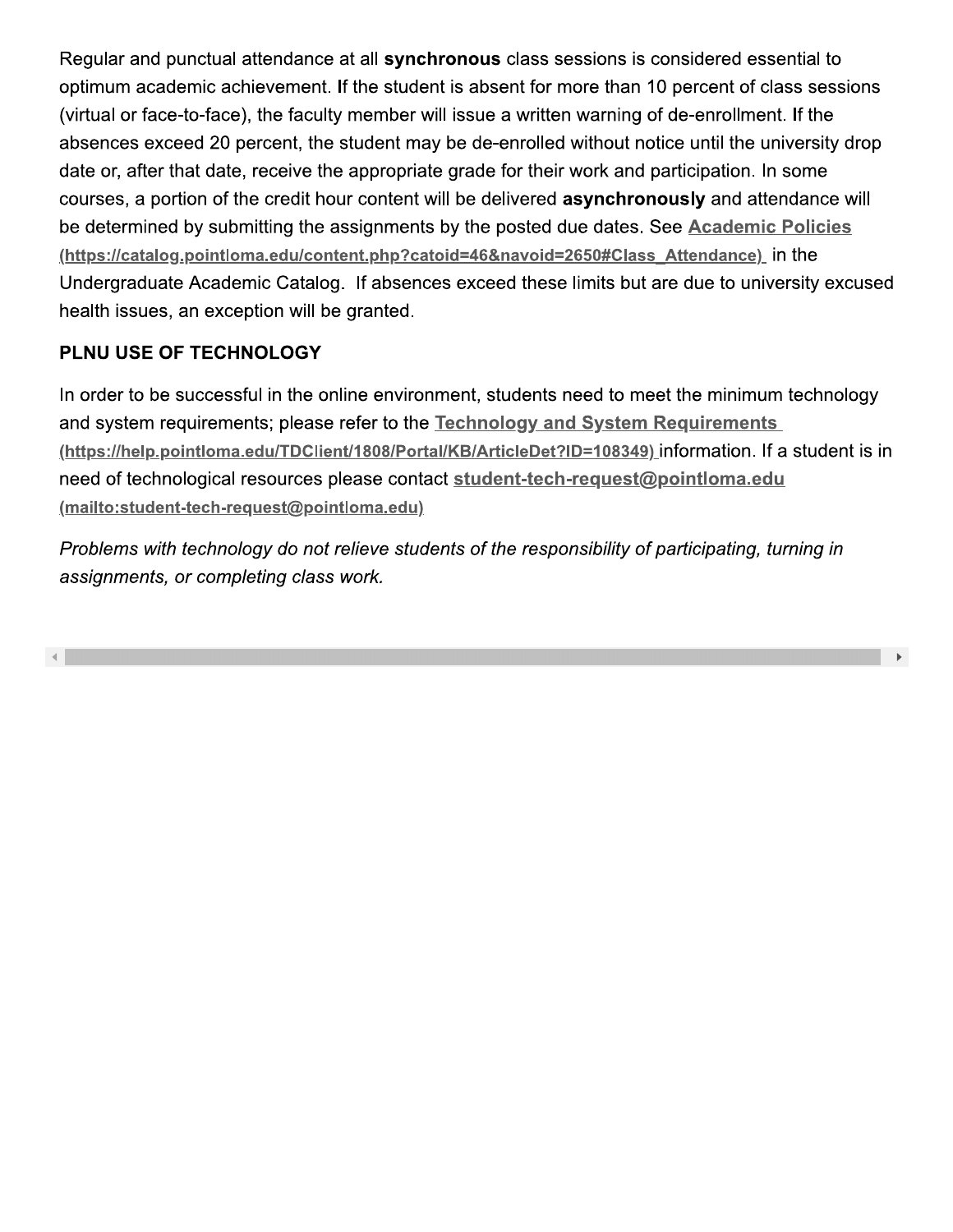Regular and punctual attendance at all **synchronous** class sessions is considered essential to optimum academic achievement. If the student is absent for more than 10 percent of class sessions (virtual or face-to-face), the faculty member will issue a written warning of de-enrollment. If the absences exceed 20 percent, the student may be de-enrolled without notice until the university drop date or, after that date, receive the appropriate grade for their work and participation. In some courses, a portion of the credit hour content will be delivered **asynchronously** and attendance will be determined by submitting the assignments by the posted due dates. See **Academic Policies** (https://catalog.pointloma.edu/content.php?catoid=46&navoid=2650#Class_Attendance) in the Undergraduate Academic Catalog. If absences exceed these limits but are due to university excused health issues, an exception will be granted.

### PLNU USE OF TECHNOLOGY

In order to be successful in the online environment, students need to meet the minimum technology and system requirements; please refer to the **Technology and System Requirements** (https://help.pointloma.edu/TDClient/1808/Portal/KB/ArticleDet?ID=108349) information. If a student is in need of technological resources please contact **student-tech-request@pointloma.edu** (mailto:student-tech-request@pointloma.edu)

*Problems with technology do not relieve students of the responsibility of participating, turning in assignments, or completing class work.*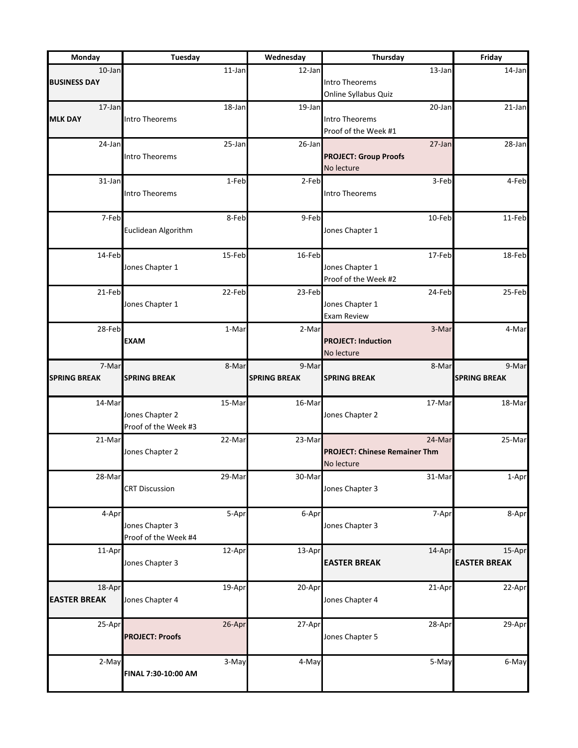| Monday | Tuesday | Wednesday | Thursday | Friday |
|---|---|---|---|---|
| 10-Jan **BUSINESS DAY** | 11-Jan | 12-Jan | 13-Jan Intro Theorems Online Syllabus Quiz | 14-Jan |
| 17-Jan **MLK DAY** | 18-Jan Intro Theorems | 19-Jan | 20-Jan Intro Theorems Proof of the Week #1 | 21-Jan |
| 24-Jan | 25-Jan Intro Theorems | 26-Jan | 27-Jan **PROJECT: Group Proofs** No lecture | 28-Jan |
| 31-Jan | 1-Feb Intro Theorems | 2-Feb | 3-Feb Intro Theorems | 4-Feb |
| 7-Feb | 8-Feb Euclidean Algorithm | 9-Feb | 10-Feb Jones Chapter 1 | 11-Feb |
| 14-Feb | 15-Feb Jones Chapter 1 | 16-Feb | 17-Feb Jones Chapter 1 Proof of the Week #2 | 18-Feb |
| 21-Feb | 22-Feb Jones Chapter 1 | 23-Feb | 24-Feb Jones Chapter 1 Exam Review | 25-Feb |
| 28-Feb | 1-Mar **EXAM** | 2-Mar | 3-Mar **PROJECT: Induction** No lecture | 4-Mar |
| 7-Mar **SPRING BREAK** | 8-Mar **SPRING BREAK** | 9-Mar **SPRING BREAK** | 8-Mar **SPRING BREAK** | 9-Mar **SPRING BREAK** |
| 14-Mar | 15-Mar Jones Chapter 2 Proof of the Week #3 | 16-Mar | 17-Mar Jones Chapter 2 | 18-Mar |
| 21-Mar | 22-Mar Jones Chapter 2 | 23-Mar | 24-Mar **PROJECT: Chinese Remainer Thm** No lecture | 25-Mar |
| 28-Mar | 29-Mar CRT Discussion | 30-Mar | 31-Mar Jones Chapter 3 | 1-Apr |
| 4-Apr | 5-Apr Jones Chapter 3 Proof of the Week #4 | 6-Apr | 7-Apr Jones Chapter 3 | 8-Apr |
| 11-Apr | 12-Apr Jones Chapter 3 | 13-Apr | 14-Apr **EASTER BREAK** | 15-Apr **EASTER BREAK** |
| 18-Apr **EASTER BREAK** | 19-Apr Jones Chapter 4 | 20-Apr | 21-Apr Jones Chapter 4 | 22-Apr |
| 25-Apr | 26-Apr **PROJECT: Proofs** | 27-Apr | 28-Apr Jones Chapter 5 | 29-Apr |
| 2-May | 3-May **FINAL 7:30-10:00 AM** | 4-May | 5-May | 6-May |